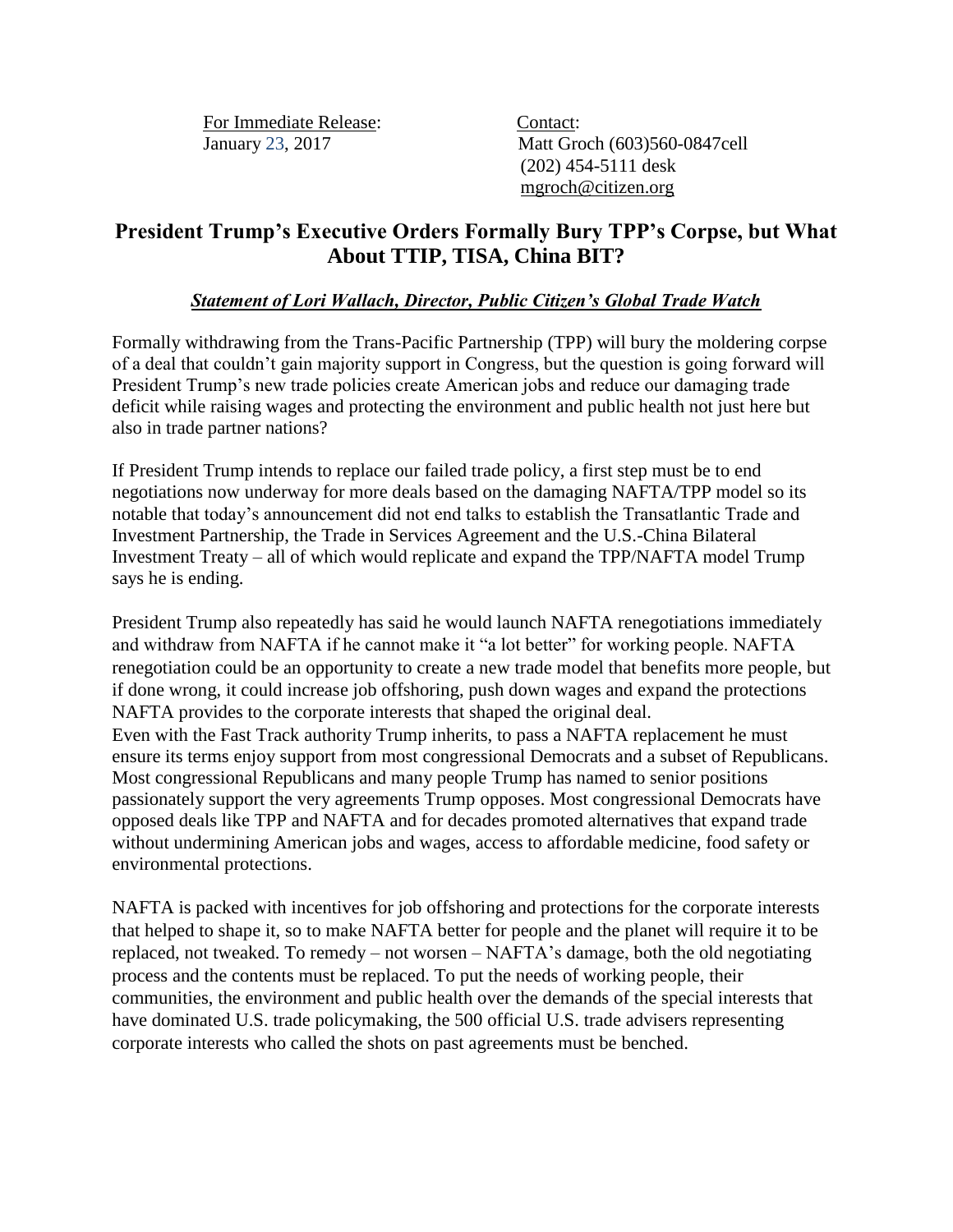For Immediate Release:
January 23, 2017

Contact:
Matt Groch (603)560-0847cell
(202) 454-5111 desk
mgroch@citizen.org

## President Trump's Executive Orders Formally Bury TPP's Corpse, but What About TTIP, TISA, China BIT?

***Statement of Lori Wallach, Director, Public Citizen's Global Trade Watch***

Formally withdrawing from the Trans-Pacific Partnership (TPP) will bury the moldering corpse of a deal that couldn't gain majority support in Congress, but the question is going forward will President Trump's new trade policies create American jobs and reduce our damaging trade deficit while raising wages and protecting the environment and public health not just here but also in trade partner nations?

If President Trump intends to replace our failed trade policy, a first step must be to end negotiations now underway for more deals based on the damaging NAFTA/TPP model so its notable that today's announcement did not end talks to establish the Transatlantic Trade and Investment Partnership, the Trade in Services Agreement and the U.S.-China Bilateral Investment Treaty – all of which would replicate and expand the TPP/NAFTA model Trump says he is ending.

President Trump also repeatedly has said he would launch NAFTA renegotiations immediately and withdraw from NAFTA if he cannot make it "a lot better" for working people. NAFTA renegotiation could be an opportunity to create a new trade model that benefits more people, but if done wrong, it could increase job offshoring, push down wages and expand the protections NAFTA provides to the corporate interests that shaped the original deal.

Even with the Fast Track authority Trump inherits, to pass a NAFTA replacement he must ensure its terms enjoy support from most congressional Democrats and a subset of Republicans. Most congressional Republicans and many people Trump has named to senior positions passionately support the very agreements Trump opposes. Most congressional Democrats have opposed deals like TPP and NAFTA and for decades promoted alternatives that expand trade without undermining American jobs and wages, access to affordable medicine, food safety or environmental protections.

NAFTA is packed with incentives for job offshoring and protections for the corporate interests that helped to shape it, so to make NAFTA better for people and the planet will require it to be replaced, not tweaked. To remedy – not worsen – NAFTA's damage, both the old negotiating process and the contents must be replaced. To put the needs of working people, their communities, the environment and public health over the demands of the special interests that have dominated U.S. trade policymaking, the 500 official U.S. trade advisers representing corporate interests who called the shots on past agreements must be benched.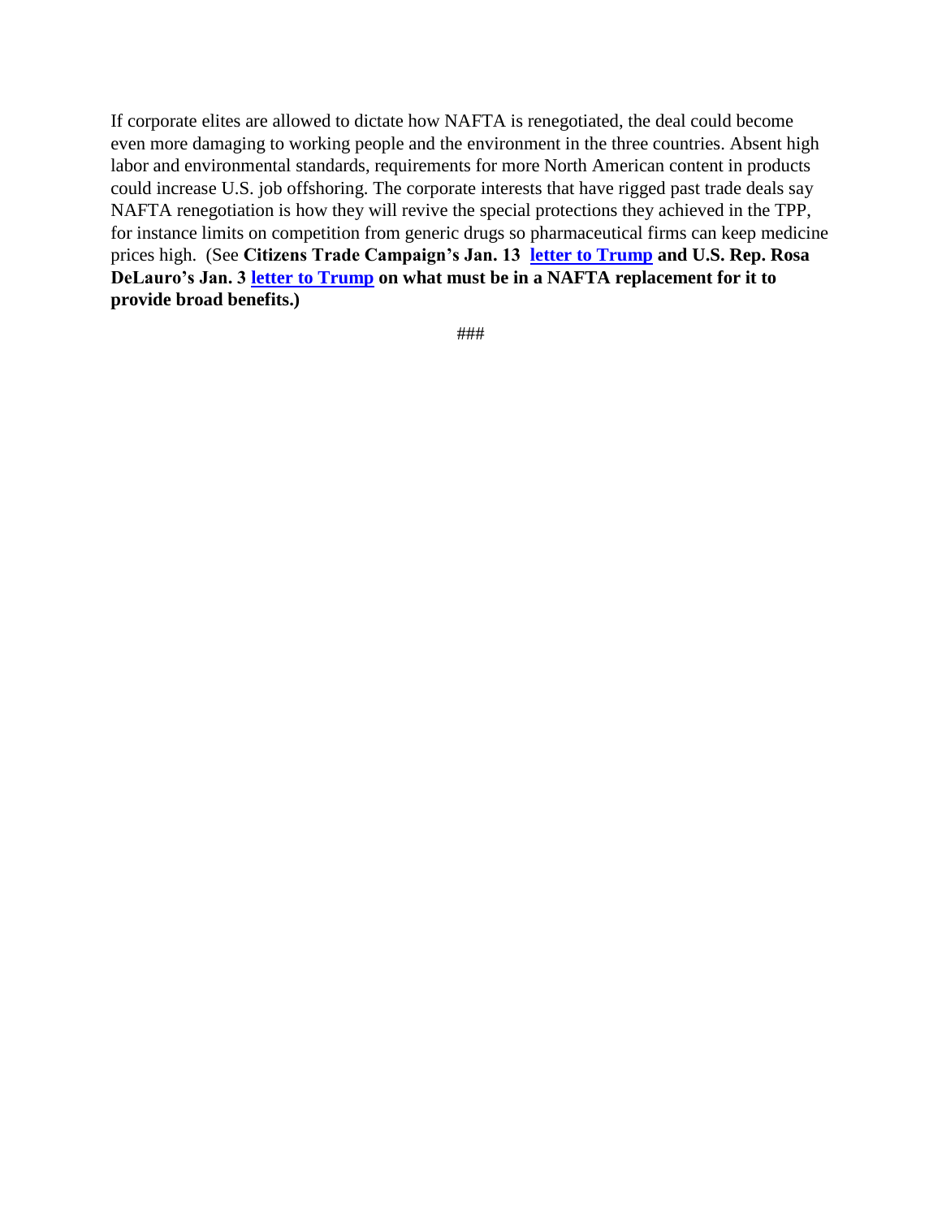If corporate elites are allowed to dictate how NAFTA is renegotiated, the deal could become even more damaging to working people and the environment in the three countries. Absent high labor and environmental standards, requirements for more North American content in products could increase U.S. job offshoring. The corporate interests that have rigged past trade deals say NAFTA renegotiation is how they will revive the special protections they achieved in the TPP, for instance limits on competition from generic drugs so pharmaceutical firms can keep medicine prices high. (See **Citizens Trade Campaign's Jan. 13 letter to Trump and U.S. Rep. Rosa DeLauro's Jan. 3 letter to Trump on what must be in a NAFTA replacement for it to provide broad benefits.)**

###